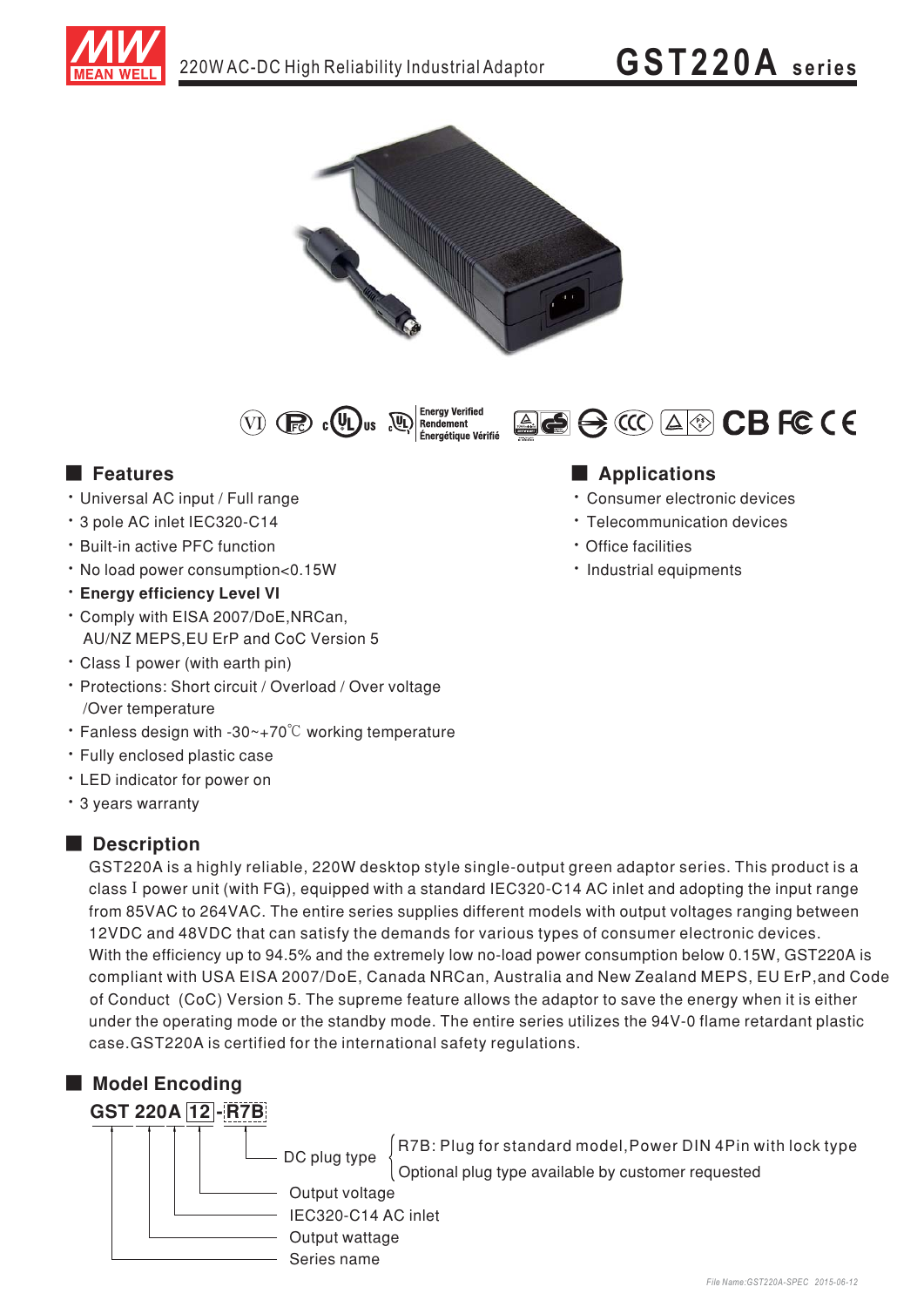# 220W AC-DC High Reliability Industrial Adaptor

# GST220A series

Energy Verified Rendement Énergétique Vérifié

## Features

- Universal AC input / Full range
- 3 pole AC inlet IEC320-C14
- Built-in active PFC function
- No load power consumption<0.15W
- **Energy efficiency Level VI**
- Comply with EISA 2007/DoE,NRCan, AU/NZ MEPS,EU ErP and CoC Version 5
- Class I power (with earth pin)
- Protections: Short circuit / Overload / Over voltage /Over temperature
- Fanless design with -30~+70℃ working temperature
- Fully enclosed plastic case
- LED indicator for power on
- 3 years warranty

## Applications

- Consumer electronic devices
- Telecommunication devices
- Office facilities
- Industrial equipments

## Description

GST220A is a highly reliable, 220W desktop style single-output green adaptor series. This product is a class I power unit (with FG), equipped with a standard IEC320-C14 AC inlet and adopting the input range from 85VAC to 264VAC. The entire series supplies different models with output voltages ranging between 12VDC and 48VDC that can satisfy the demands for various types of consumer electronic devices. With the efficiency up to 94.5% and the extremely low no-load power consumption below 0.15W, GST220A is compliant with USA EISA 2007/DoE, Canada NRCan, Australia and New Zealand MEPS, EU ErP,and Code of Conduct (CoC) Version 5. The supreme feature allows the adaptor to save the energy when it is either under the operating mode or the standby mode. The entire series utilizes the 94V-0 flame retardant plastic case.GST220A is certified for the international safety regulations.

## Model Encoding

**GST 220A 12 - R7B**

- R7B: DC plug type
  - R7B: Plug for standard model,Power DIN 4Pin with lock type
  - Optional plug type available by customer requested
- 12: Output voltage
- A: IEC320-C14 AC inlet
- 220: Output wattage
- GST: Series name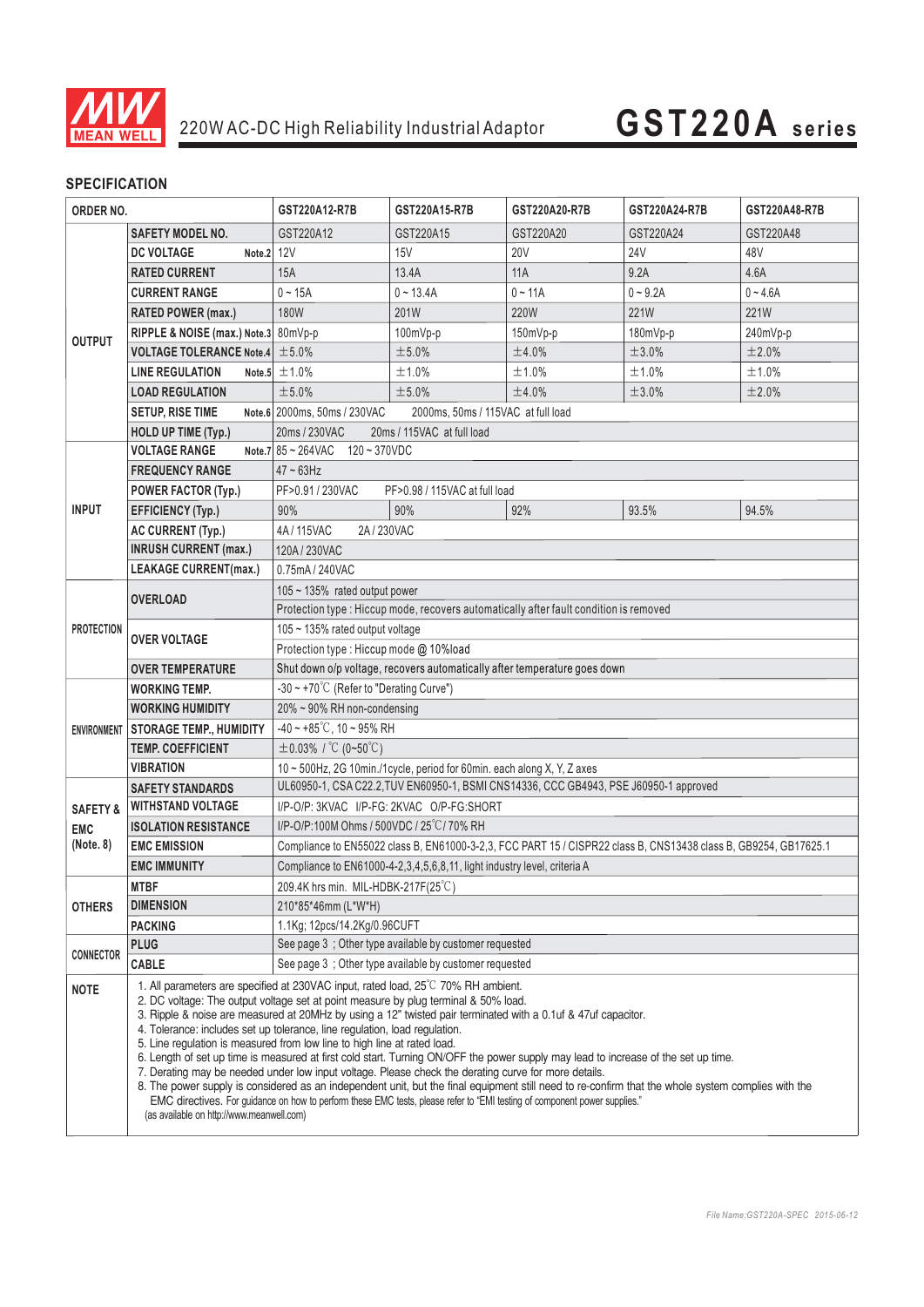220W AC-DC High Reliability Industrial Adaptor

# GST220A series

## SPECIFICATION

| ORDER NO. | | GST220A12-R7B | GST220A15-R7B | GST220A20-R7B | GST220A24-R7B | GST220A48-R7B |
|---|---|---|---|---|---|---|
| OUTPUT | SAFETY MODEL NO. | GST220A12 | GST220A15 | GST220A20 | GST220A24 | GST220A48 |
| | DC VOLTAGE Note.2 | 12V | 15V | 20V | 24V | 48V |
| | RATED CURRENT | 15A | 13.4A | 11A | 9.2A | 4.6A |
| | CURRENT RANGE | 0 ~ 15A | 0 ~ 13.4A | 0 ~ 11A | 0 ~ 9.2A | 0 ~ 4.6A |
| | RATED POWER (max.) | 180W | 201W | 220W | 221W | 221W |
| | RIPPLE & NOISE (max.) Note.3 | 80mVp-p | 100mVp-p | 150mVp-p | 180mVp-p | 240mVp-p |
| | VOLTAGE TOLERANCE Note.4 | ±5.0% | ±5.0% | ±4.0% | ±3.0% | ±2.0% |
| | LINE REGULATION Note.5 | ±1.0% | ±1.0% | ±1.0% | ±1.0% | ±1.0% |
| | LOAD REGULATION | ±5.0% | ±5.0% | ±4.0% | ±3.0% | ±2.0% |
| | SETUP, RISE TIME Note.6 | 2000ms, 50ms / 230VAC 2000ms, 50ms / 115VAC at full load | | | | |
| | HOLD UP TIME (Typ.) | 20ms / 230VAC 20ms / 115VAC at full load | | | | |
| INPUT | VOLTAGE RANGE Note.7 | 85 ~ 264VAC 120 ~ 370VDC | | | | |
| | FREQUENCY RANGE | 47 ~ 63Hz | | | | |
| | POWER FACTOR (Typ.) | PF>0.91 / 230VAC PF>0.98 / 115VAC at full load | | | | |
| | EFFICIENCY (Typ.) | 90% | 90% | 92% | 93.5% | 94.5% |
| | AC CURRENT (Typ.) | 4A / 115VAC 2A / 230VAC | | | | |
| | INRUSH CURRENT (max.) | 120A / 230VAC | | | | |
| | LEAKAGE CURRENT(max.) | 0.75mA / 240VAC | | | | |
| PROTECTION | OVERLOAD | 105 ~ 135% rated output power | | | | |
| | | Protection type : Hiccup mode, recovers automatically after fault condition is removed | | | | |
| | OVER VOLTAGE | 105 ~ 135% rated output voltage | | | | |
| | | Protection type : Hiccup mode @ 10%load | | | | |
| | OVER TEMPERATURE | Shut down o/p voltage, recovers automatically after temperature goes down | | | | |
| ENVIRONMENT | WORKING TEMP. | -30 ~ +70℃ (Refer to "Derating Curve") | | | | |
| | WORKING HUMIDITY | 20% ~ 90% RH non-condensing | | | | |
| | STORAGE TEMP., HUMIDITY | -40 ~ +85℃, 10 ~ 95% RH | | | | |
| | TEMP. COEFFICIENT | ±0.03% / ℃ (0~50℃) | | | | |
| | VIBRATION | 10 ~ 500Hz, 2G 10min./1cycle, period for 60min. each along X, Y, Z axes | | | | |
| SAFETY & EMC (Note. 8) | SAFETY STANDARDS | UL60950-1, CSA C22.2,TUV EN60950-1, BSMI CNS14336, CCC GB4943, PSE J60950-1 approved | | | | |
| | WITHSTAND VOLTAGE | I/P-O/P: 3KVAC I/P-FG: 2KVAC O/P-FG:SHORT | | | | |
| | ISOLATION RESISTANCE | I/P-O/P:100M Ohms / 500VDC / 25℃/ 70% RH | | | | |
| | EMC EMISSION | Compliance to EN55022 class B, EN61000-3-2,3, FCC PART 15 / CISPR22 class B, CNS13438 class B, GB9254, GB17625.1 | | | | |
| | EMC IMMUNITY | Compliance to EN61000-4-2,3,4,5,6,8,11, light industry level, criteria A | | | | |
| OTHERS | MTBF | 209.4K hrs min. MIL-HDBK-217F(25℃) | | | | |
| | DIMENSION | 210\*85\*46mm (L\*W\*H) | | | | |
| | PACKING | 1.1Kg; 12pcs/14.2Kg/0.96CUFT | | | | |
| CONNECTOR | PLUG | See page 3 ; Other type available by customer requested | | | | |
| | CABLE | See page 3 ; Other type available by customer requested | | | | |

**NOTE**

1. All parameters are specified at 230VAC input, rated load, 25℃ 70% RH ambient.
2. DC voltage: The output voltage set at point measure by plug terminal & 50% load.
3. Ripple & noise are measured at 20MHz by using a 12" twisted pair terminated with a 0.1uf & 47uf capacitor.
4. Tolerance: includes set up tolerance, line regulation, load regulation.
5. Line regulation is measured from low line to high line at rated load.
6. Length of set up time is measured at first cold start. Turning ON/OFF the power supply may lead to increase of the set up time.
7. Derating may be needed under low input voltage. Please check the derating curve for more details.
8. The power supply is considered as an independent unit, but the final equipment still need to re-confirm that the whole system complies with the EMC directives. For guidance on how to perform these EMC tests, please refer to "EMI testing of component power supplies." (as available on http://www.meanwell.com)

*File Name:GST220A-SPEC 2015-06-12*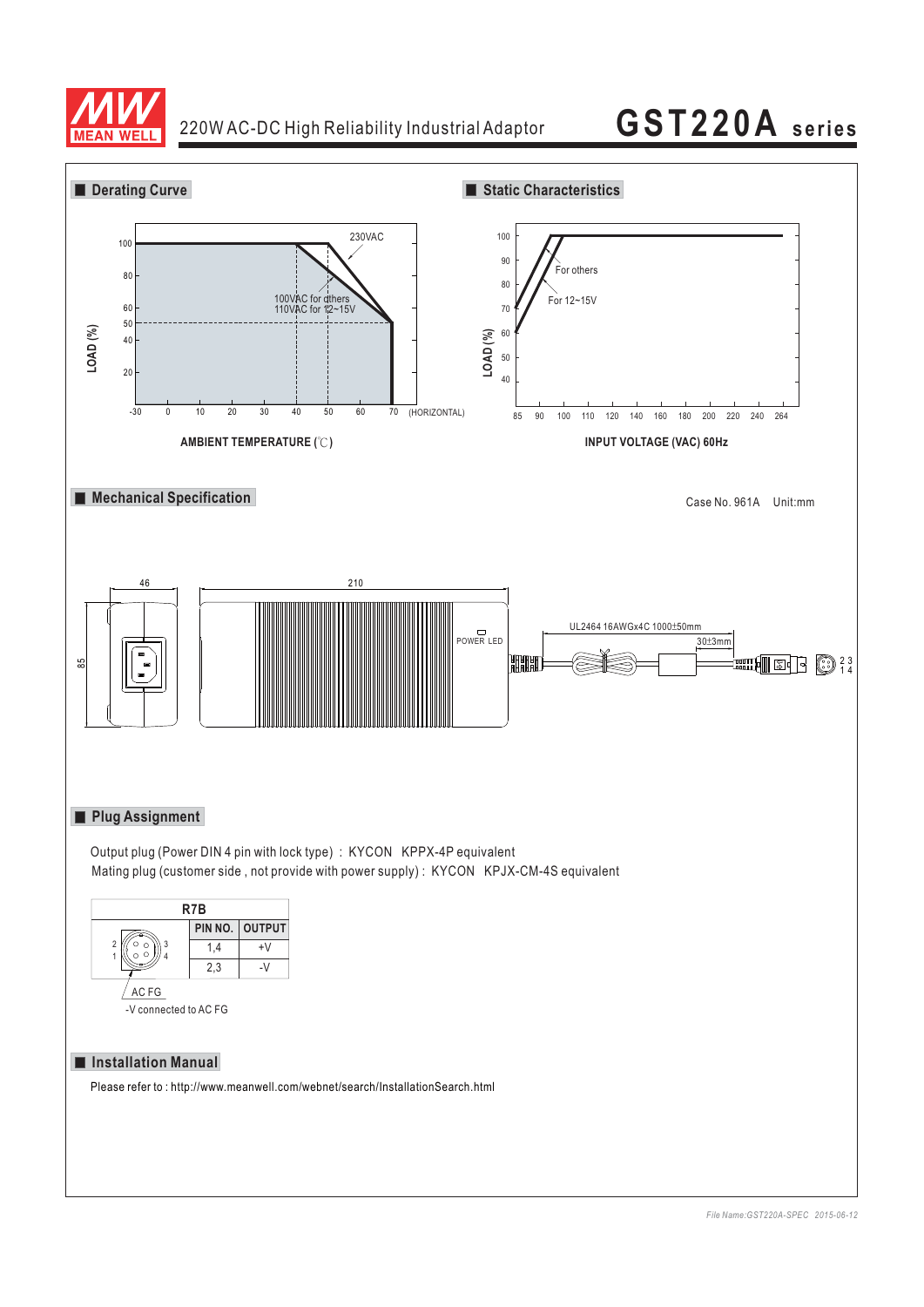# 220W AC-DC High Reliability Industrial Adaptor

# GST220A series

## Derating Curve

LOAD (%)

100
80
60
50
40
20

-30 0 10 20 30 40 50 60 70 (HORIZONTAL)

230VAC

100VAC for others
110VAC for 12~15V

AMBIENT TEMPERATURE (℃)

## Static Characteristics

LOAD (%)

100
90
80
70
60
50
40

85 90 100 110 120 140 160 180 200 220 240 264

For others

For 12~15V

INPUT VOLTAGE (VAC) 60Hz

## Mechanical Specification

Case No. 961A Unit:mm

46

85

210

POWER LED

UL2464 16AWGx4C 1000±50mm

30±3mm

2 3
1 4

## Plug Assignment

Output plug (Power DIN 4 pin with lock type) : KYCON KPPX-4P equivalent

Mating plug (customer side , not provide with power supply) : KYCON KPJX-CM-4S equivalent

| R7B | | |
|---|---|---|
| | PIN NO. | OUTPUT |
| 2 3 / 1 4 | 1,4 | +V |
| | 2,3 | -V |

AC FG

-V connected to AC FG

## Installation Manual

Please refer to : http://www.meanwell.com/webnet/search/InstallationSearch.html

File Name:GST220A-SPEC 2015-06-12